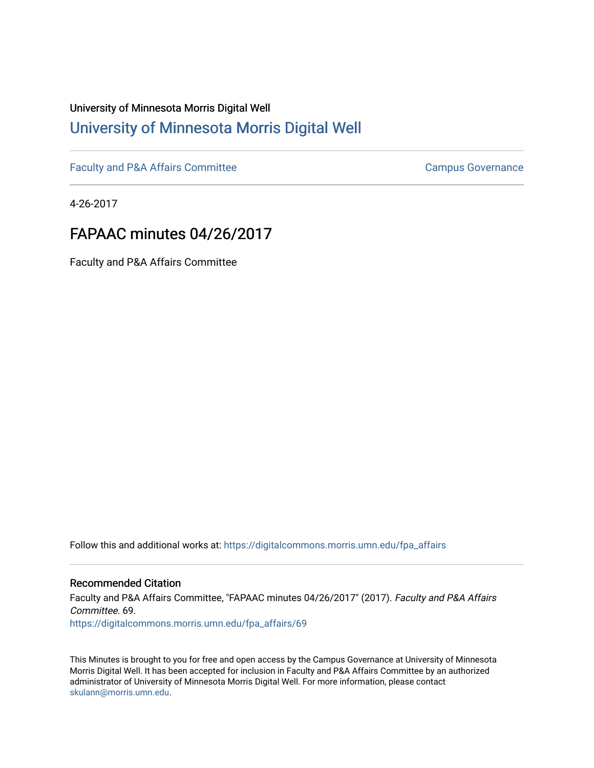University of Minnesota Morris Digital Well

# [University of Minnesota Morris Digital Well](https://digitalcommons.morris.umn.edu)

[Faculty and P&A Affairs Committee](https://digitalcommons.morris.umn.edu/fpa_affairs) | [Campus Governance](https://digitalcommons.morris.umn.edu/campgov)

4-26-2017

## FAPAAC minutes 04/26/2017

Faculty and P&A Affairs Committee

Follow this and additional works at: https://digitalcommons.morris.umn.edu/fpa_affairs

### Recommended Citation

Faculty and P&A Affairs Committee, "FAPAAC minutes 04/26/2017" (2017). *Faculty and P&A Affairs Committee*. 69.
https://digitalcommons.morris.umn.edu/fpa_affairs/69

This Minutes is brought to you for free and open access by the Campus Governance at University of Minnesota Morris Digital Well. It has been accepted for inclusion in Faculty and P&A Affairs Committee by an authorized administrator of University of Minnesota Morris Digital Well. For more information, please contact skulann@morris.umn.edu.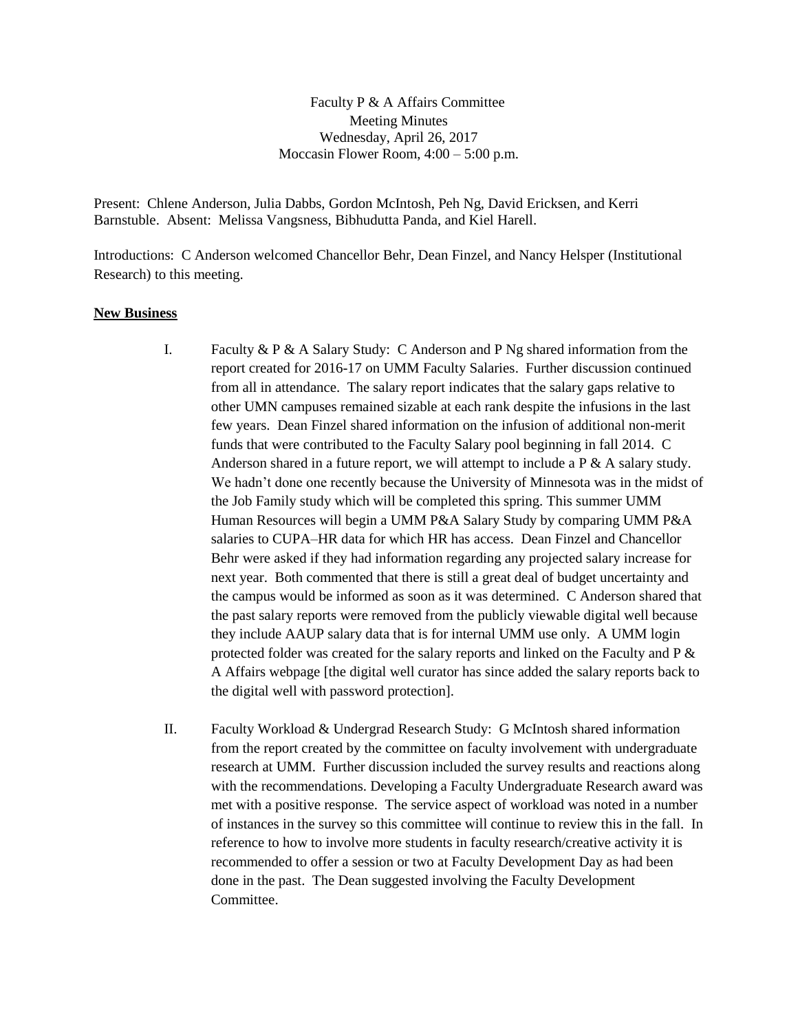Faculty P & A Affairs Committee
Meeting Minutes
Wednesday, April 26, 2017
Moccasin Flower Room, 4:00 – 5:00 p.m.

Present: Chlene Anderson, Julia Dabbs, Gordon McIntosh, Peh Ng, David Ericksen, and Kerri Barnstuble. Absent: Melissa Vangsness, Bibhudutta Panda, and Kiel Harell.

Introductions: C Anderson welcomed Chancellor Behr, Dean Finzel, and Nancy Helsper (Institutional Research) to this meeting.

**New Business**

I. Faculty & P & A Salary Study: C Anderson and P Ng shared information from the report created for 2016-17 on UMM Faculty Salaries. Further discussion continued from all in attendance. The salary report indicates that the salary gaps relative to other UMN campuses remained sizable at each rank despite the infusions in the last few years. Dean Finzel shared information on the infusion of additional non-merit funds that were contributed to the Faculty Salary pool beginning in fall 2014. C Anderson shared in a future report, we will attempt to include a P & A salary study. We hadn't done one recently because the University of Minnesota was in the midst of the Job Family study which will be completed this spring. This summer UMM Human Resources will begin a UMM P&A Salary Study by comparing UMM P&A salaries to CUPA–HR data for which HR has access. Dean Finzel and Chancellor Behr were asked if they had information regarding any projected salary increase for next year. Both commented that there is still a great deal of budget uncertainty and the campus would be informed as soon as it was determined. C Anderson shared that the past salary reports were removed from the publicly viewable digital well because they include AAUP salary data that is for internal UMM use only. A UMM login protected folder was created for the salary reports and linked on the Faculty and P & A Affairs webpage [the digital well curator has since added the salary reports back to the digital well with password protection].

II. Faculty Workload & Undergrad Research Study: G McIntosh shared information from the report created by the committee on faculty involvement with undergraduate research at UMM. Further discussion included the survey results and reactions along with the recommendations. Developing a Faculty Undergraduate Research award was met with a positive response. The service aspect of workload was noted in a number of instances in the survey so this committee will continue to review this in the fall. In reference to how to involve more students in faculty research/creative activity it is recommended to offer a session or two at Faculty Development Day as had been done in the past. The Dean suggested involving the Faculty Development Committee.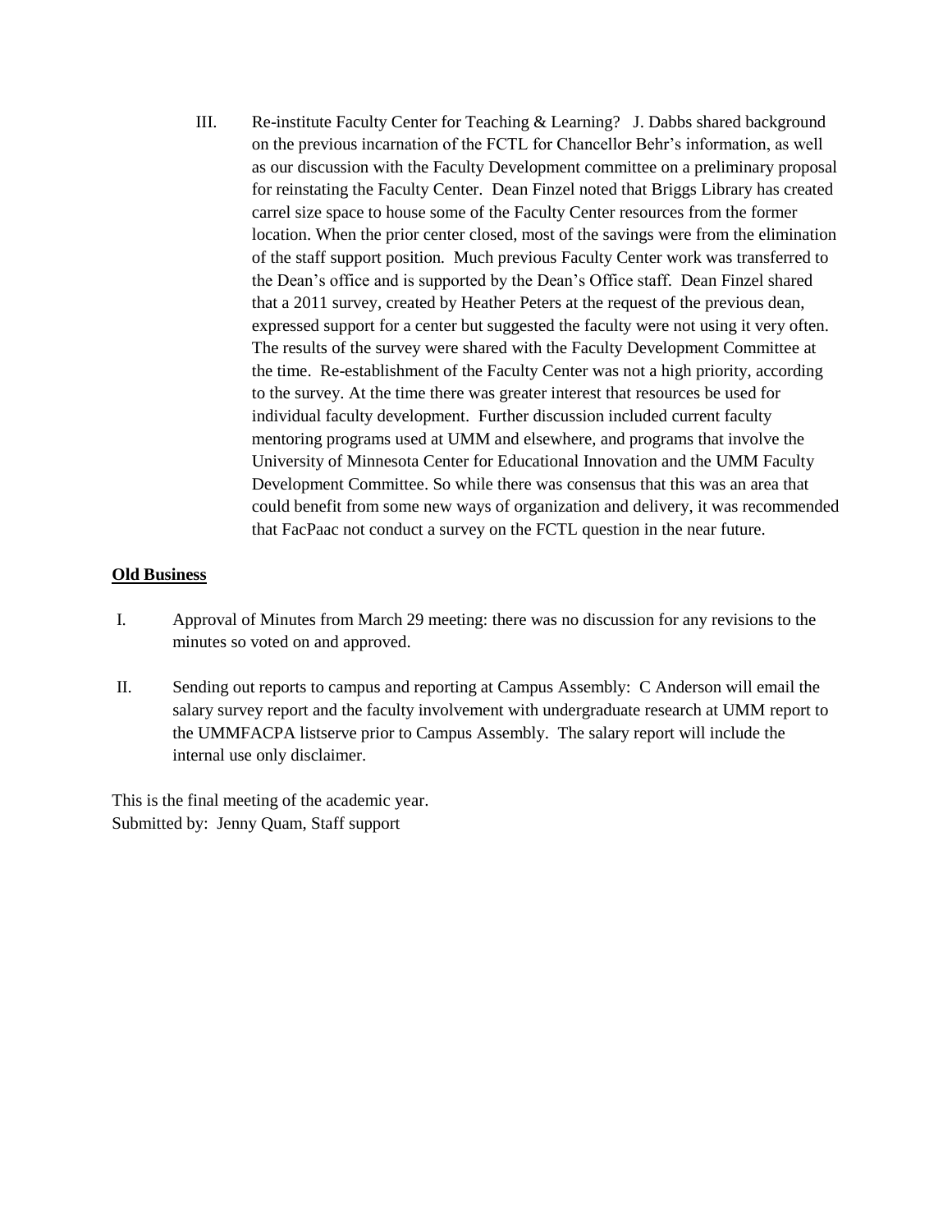III. Re-institute Faculty Center for Teaching & Learning? J. Dabbs shared background on the previous incarnation of the FCTL for Chancellor Behr's information, as well as our discussion with the Faculty Development committee on a preliminary proposal for reinstating the Faculty Center. Dean Finzel noted that Briggs Library has created carrel size space to house some of the Faculty Center resources from the former location. When the prior center closed, most of the savings were from the elimination of the staff support position. Much previous Faculty Center work was transferred to the Dean's office and is supported by the Dean's Office staff. Dean Finzel shared that a 2011 survey, created by Heather Peters at the request of the previous dean, expressed support for a center but suggested the faculty were not using it very often. The results of the survey were shared with the Faculty Development Committee at the time. Re-establishment of the Faculty Center was not a high priority, according to the survey. At the time there was greater interest that resources be used for individual faculty development. Further discussion included current faculty mentoring programs used at UMM and elsewhere, and programs that involve the University of Minnesota Center for Educational Innovation and the UMM Faculty Development Committee. So while there was consensus that this was an area that could benefit from some new ways of organization and delivery, it was recommended that FacPaac not conduct a survey on the FCTL question in the near future.

**Old Business**

I. Approval of Minutes from March 29 meeting: there was no discussion for any revisions to the minutes so voted on and approved.

II. Sending out reports to campus and reporting at Campus Assembly: C Anderson will email the salary survey report and the faculty involvement with undergraduate research at UMM report to the UMMFACPA listserve prior to Campus Assembly. The salary report will include the internal use only disclaimer.

This is the final meeting of the academic year.
Submitted by: Jenny Quam, Staff support